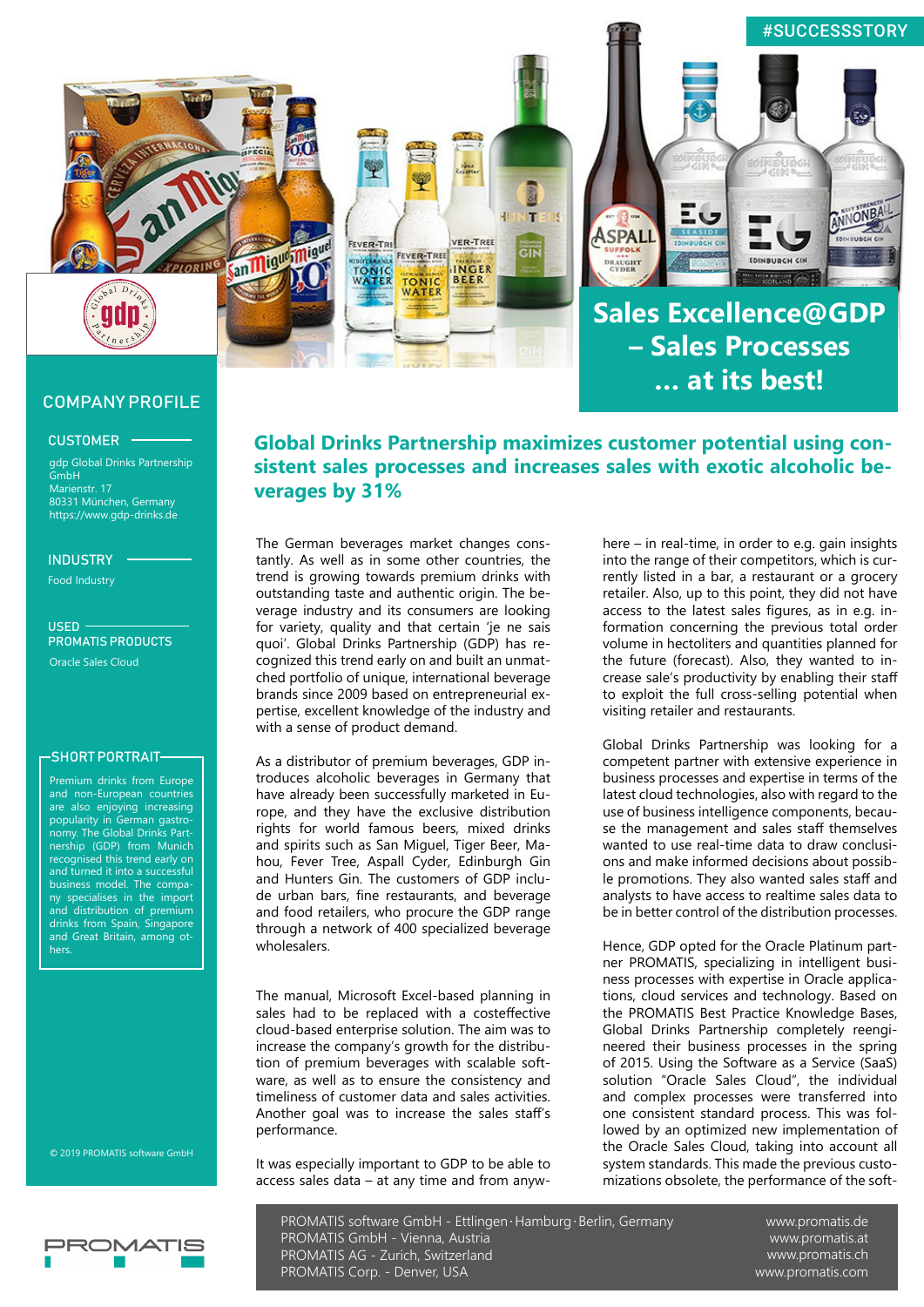#SUCCESSSTORY

# Sales Excellence@GDP – Sales Processes ... at its best!

## COMPANY PROFILE

### CUSTOMER

gdp Global Drinks Partnership GmbH
Marienstr. 17
80331 München, Germany
https://www.gdp-drinks.de

### INDUSTRY

Food Industry

### USED PROMATIS PRODUCTS

Oracle Sales Cloud

### SHORT PORTRAIT

Premium drinks from Europe and non-European countries are also enjoying increasing popularity in German gastronomy. The Global Drinks Partnership (GDP) from Munich recognised this trend early on and turned it into a successful business model. The company specialises in the import and distribution of premium drinks from Spain, Singapore and Great Britain, among others.

© 2019 PROMATIS software GmbH

## Global Drinks Partnership maximizes customer potential using consistent sales processes and increases sales with exotic alcoholic beverages by 31%

The German beverages market changes constantly. As well as in some other countries, the trend is growing towards premium drinks with outstanding taste and authentic origin. The beverage industry and its consumers are looking for variety, quality and that certain 'je ne sais quoi'. Global Drinks Partnership (GDP) has recognized this trend early on and built an unmatched portfolio of unique, international beverage brands since 2009 based on entrepreneurial expertise, excellent knowledge of the industry and with a sense of product demand.

As a distributor of premium beverages, GDP introduces alcoholic beverages in Germany that have already been successfully marketed in Europe, and they have the exclusive distribution rights for world famous beers, mixed drinks and spirits such as San Miguel, Tiger Beer, Mahou, Fever Tree, Aspall Cyder, Edinburgh Gin and Hunters Gin. The customers of GDP include urban bars, fine restaurants, and beverage and food retailers, who procure the GDP range through a network of 400 specialized beverage wholesalers.

The manual, Microsoft Excel-based planning in sales had to be replaced with a costeffective cloud-based enterprise solution. The aim was to increase the company's growth for the distribution of premium beverages with scalable software, as well as to ensure the consistency and timeliness of customer data and sales activities. Another goal was to increase the sales staff's performance.

It was especially important to GDP to be able to access sales data – at any time and from anywhere – in real-time, in order to e.g. gain insights into the range of their competitors, which is currently listed in a bar, a restaurant or a grocery retailer. Also, up to this point, they did not have access to the latest sales figures, as in e.g. information concerning the previous total order volume in hectoliters and quantities planned for the future (forecast). Also, they wanted to increase sale's productivity by enabling their staff to exploit the full cross-selling potential when visiting retailer and restaurants.

Global Drinks Partnership was looking for a competent partner with extensive experience in business processes and expertise in terms of the latest cloud technologies, also with regard to the use of business intelligence components, because the management and sales staff themselves wanted to use real-time data to draw conclusions and make informed decisions about possible promotions. They also wanted sales staff and analysts to have access to realtime sales data to be in better control of the distribution processes.

Hence, GDP opted for the Oracle Platinum partner PROMATIS, specializing in intelligent business processes with expertise in Oracle applications, cloud services and technology. Based on the PROMATIS Best Practice Knowledge Bases, Global Drinks Partnership completely reengineered their business processes in the spring of 2015. Using the Software as a Service (SaaS) solution "Oracle Sales Cloud", the individual and complex processes were transferred into one consistent standard process. This was followed by an optimized new implementation of the Oracle Sales Cloud, taking into account all system standards. This made the previous customizations obsolete, the performance of the soft-

PROMATIS software GmbH - Ettlingen · Hamburg · Berlin, Germany — www.promatis.de
PROMATIS GmbH - Vienna, Austria — www.promatis.at
PROMATIS AG - Zurich, Switzerland — www.promatis.ch
PROMATIS Corp. - Denver, USA — www.promatis.com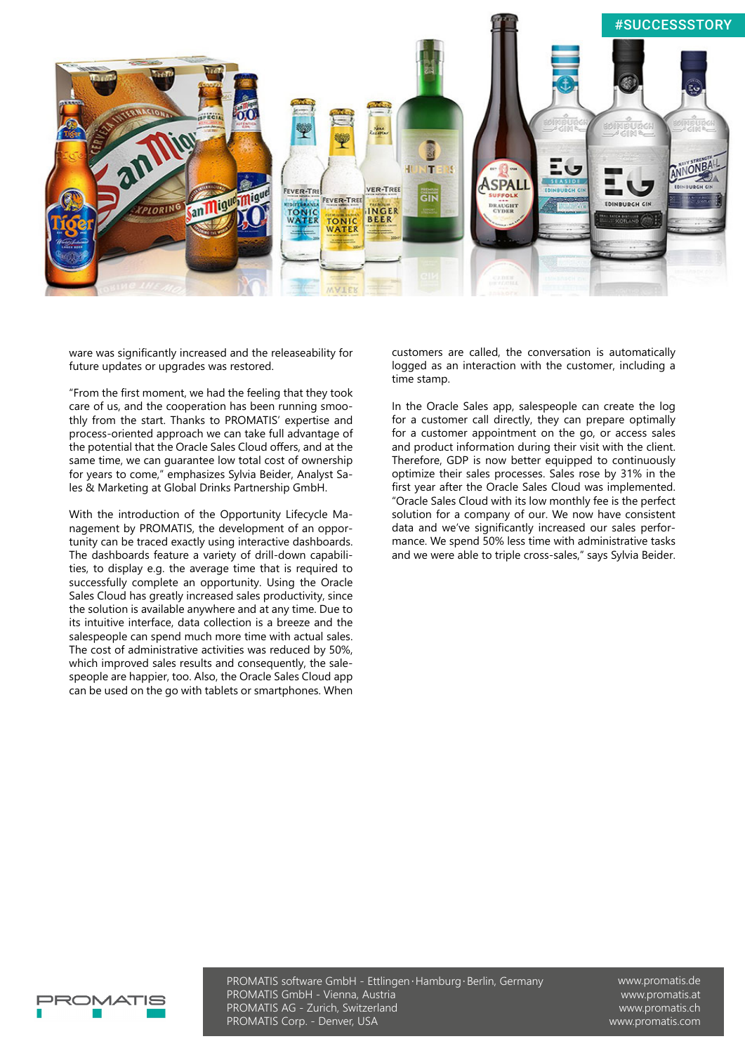#SUCCESSSTORY

ware was significantly increased and the releaseability for future updates or upgrades was restored.

"From the first moment, we had the feeling that they took care of us, and the cooperation has been running smoothly from the start. Thanks to PROMATIS' expertise and process-oriented approach we can take full advantage of the potential that the Oracle Sales Cloud offers, and at the same time, we can guarantee low total cost of ownership for years to come," emphasizes Sylvia Beider, Analyst Sales & Marketing at Global Drinks Partnership GmbH.

With the introduction of the Opportunity Lifecycle Management by PROMATIS, the development of an opportunity can be traced exactly using interactive dashboards. The dashboards feature a variety of drill-down capabilities, to display e.g. the average time that is required to successfully complete an opportunity. Using the Oracle Sales Cloud has greatly increased sales productivity, since the solution is available anywhere and at any time. Due to its intuitive interface, data collection is a breeze and the salespeople can spend much more time with actual sales. The cost of administrative activities was reduced by 50%, which improved sales results and consequently, the salespeople are happier, too. Also, the Oracle Sales Cloud app can be used on the go with tablets or smartphones. When customers are called, the conversation is automatically logged as an interaction with the customer, including a time stamp.

In the Oracle Sales app, salespeople can create the log for a customer call directly, they can prepare optimally for a customer appointment on the go, or access sales and product information during their visit with the client. Therefore, GDP is now better equipped to continuously optimize their sales processes. Sales rose by 31% in the first year after the Oracle Sales Cloud was implemented. "Oracle Sales Cloud with its low monthly fee is the perfect solution for a company of our. We now have consistent data and we've significantly increased our sales performance. We spend 50% less time with administrative tasks and we were able to triple cross-sales," says Sylvia Beider.

PROMATIS

PROMATIS software GmbH - Ettlingen · Hamburg · Berlin, Germany — www.promatis.de
PROMATIS GmbH - Vienna, Austria — www.promatis.at
PROMATIS AG - Zurich, Switzerland — www.promatis.ch
PROMATIS Corp. - Denver, USA — www.promatis.com